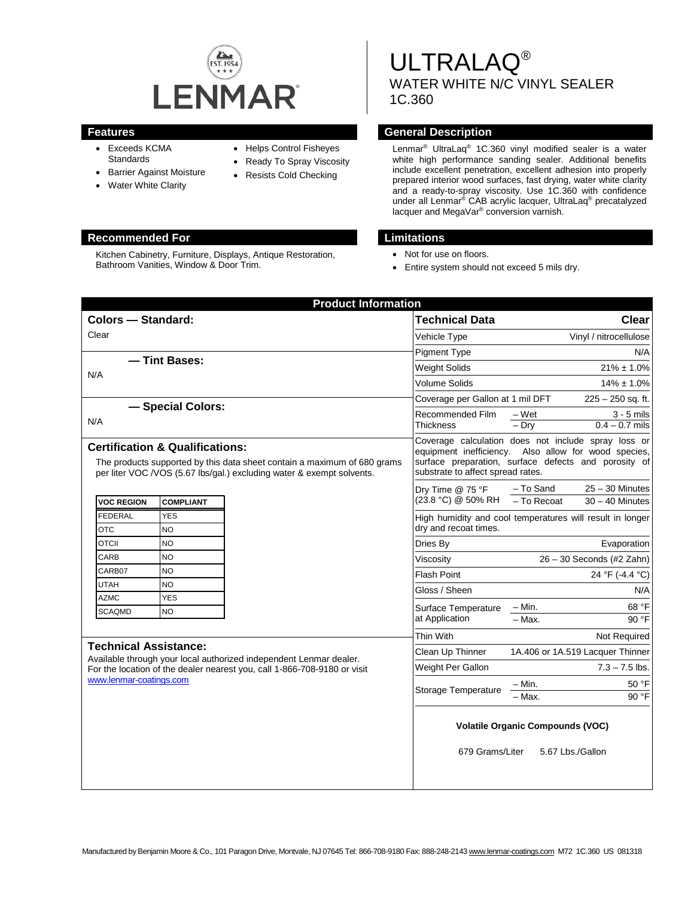LENMAR

# ULTRALAQ®

## WATER WHITE N/C VINYL SEALER

## 1C.360

### Features

- Exceeds KCMA Standards
- Barrier Against Moisture
- Water White Clarity
- Helps Control Fisheyes
- Ready To Spray Viscosity
- Resists Cold Checking

### General Description

Lenmar® UltraLaq® 1C.360 vinyl modified sealer is a water white high performance sanding sealer. Additional benefits include excellent penetration, excellent adhesion into properly prepared interior wood surfaces, fast drying, water white clarity and a ready-to-spray viscosity. Use 1C.360 with confidence under all Lenmar® CAB acrylic lacquer, UltraLaq® precatalyzed lacquer and MegaVar® conversion varnish.

### Recommended For

Kitchen Cabinetry, Furniture, Displays, Antique Restoration, Bathroom Vanities, Window & Door Trim.

### Limitations

- Not for use on floors.
- Entire system should not exceed 5 mils dry.

## Product Information

### Colors — Standard:

Clear

### — Tint Bases:

N/A

### — Special Colors:

N/A

### Certification & Qualifications:

The products supported by this data sheet contain a maximum of 680 grams per liter VOC /VOS (5.67 lbs/gal.) excluding water & exempt solvents.

| VOC REGION | COMPLIANT |
|---|---|
| FEDERAL | YES |
| OTC | NO |
| OTCII | NO |
| CARB | NO |
| CARB07 | NO |
| UTAH | NO |
| AZMC | YES |
| SCAQMD | NO |

### Technical Assistance:

Available through your local authorized independent Lenmar dealer. For the location of the dealer nearest you, call 1-866-708-9180 or visit www.lenmar-coatings.com

| Technical Data | | Clear |
|---|---|---|
| Vehicle Type | | Vinyl / nitrocellulose |
| Pigment Type | | N/A |
| Weight Solids | | 21% ± 1.0% |
| Volume Solids | | 14% ± 1.0% |
| Coverage per Gallon at 1 mil DFT | | 225 – 250 sq. ft. |
| Recommended Film Thickness | – Wet | 3 - 5 mils |
| | – Dry | 0.4 – 0.7 mils |
| Coverage calculation does not include spray loss or equipment inefficiency. Also allow for wood species, surface preparation, surface defects and porosity of substrate to affect spread rates. | | |
| Dry Time @ 75 °F (23.8 °C) @ 50% RH | – To Sand | 25 – 30 Minutes |
| | – To Recoat | 30 – 40 Minutes |
| High humidity and cool temperatures will result in longer dry and recoat times. | | |
| Dries By | | Evaporation |
| Viscosity | | 26 – 30 Seconds (#2 Zahn) |
| Flash Point | | 24 °F (-4.4 °C) |
| Gloss / Sheen | | N/A |
| Surface Temperature at Application | – Min. | 68 °F |
| | – Max. | 90 °F |
| Thin With | | Not Required |
| Clean Up Thinner | | 1A.406 or 1A.519 Lacquer Thinner |
| Weight Per Gallon | | 7.3 – 7.5 lbs. |
| Storage Temperature | – Min. | 50 °F |
| | – Max. | 90 °F |

**Volatile Organic Compounds (VOC)**

679 Grams/Liter 5.67 Lbs./Gallon

Manufactured by Benjamin Moore & Co., 101 Paragon Drive, Montvale, NJ 07645 Tel: 866-708-9180 Fax: 888-248-2143 www.lenmar-coatings.com M72 1C.360 US 081318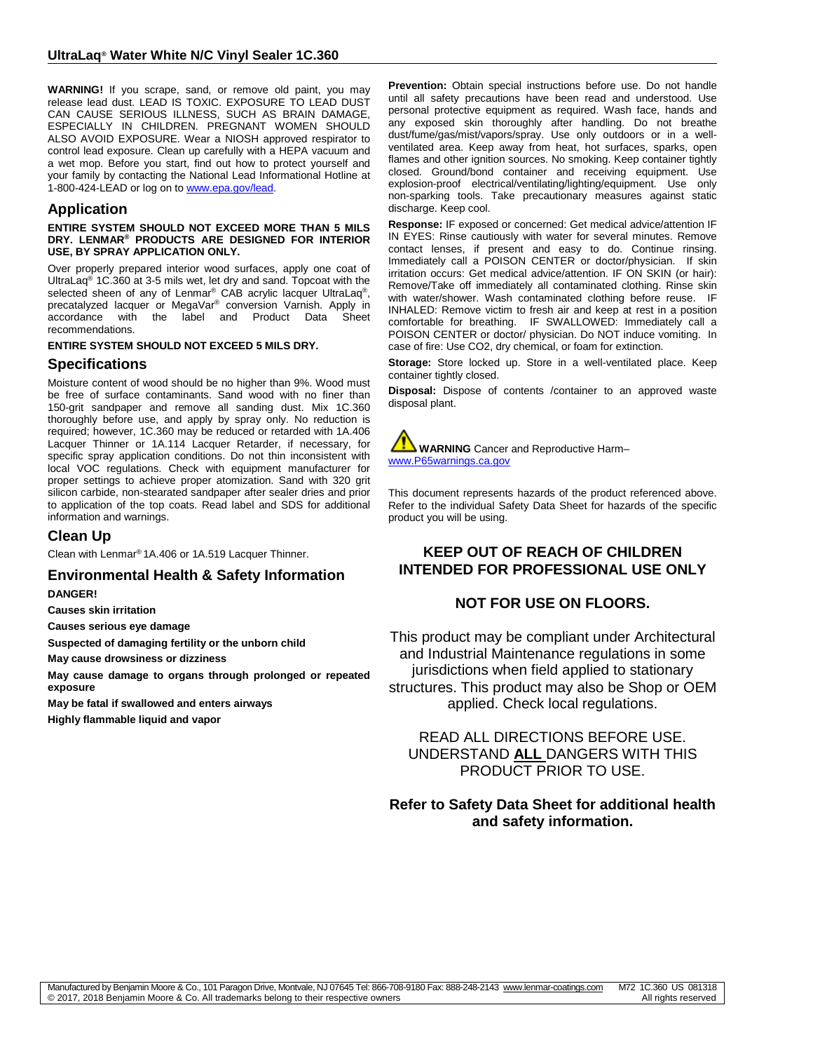**UltraLaq® Water White N/C Vinyl Sealer 1C.360**

**WARNING!** If you scrape, sand, or remove old paint, you may release lead dust. LEAD IS TOXIC. EXPOSURE TO LEAD DUST CAN CAUSE SERIOUS ILLNESS, SUCH AS BRAIN DAMAGE, ESPECIALLY IN CHILDREN. PREGNANT WOMEN SHOULD ALSO AVOID EXPOSURE. Wear a NIOSH approved respirator to control lead exposure. Clean up carefully with a HEPA vacuum and a wet mop. Before you start, find out how to protect yourself and your family by contacting the National Lead Informational Hotline at 1-800-424-LEAD or log on to www.epa.gov/lead.

## Application

**ENTIRE SYSTEM SHOULD NOT EXCEED MORE THAN 5 MILS DRY. LENMAR® PRODUCTS ARE DESIGNED FOR INTERIOR USE, BY SPRAY APPLICATION ONLY.**

Over properly prepared interior wood surfaces, apply one coat of UltraLaq® 1C.360 at 3-5 mils wet, let dry and sand. Topcoat with the selected sheen of any of Lenmar® CAB acrylic lacquer UltraLaq®, precatalyzed lacquer or MegaVar® conversion Varnish. Apply in accordance with the label and Product Data Sheet recommendations.

**ENTIRE SYSTEM SHOULD NOT EXCEED 5 MILS DRY.**

## Specifications

Moisture content of wood should be no higher than 9%. Wood must be free of surface contaminants. Sand wood with no finer than 150-grit sandpaper and remove all sanding dust. Mix 1C.360 thoroughly before use, and apply by spray only. No reduction is required; however, 1C.360 may be reduced or retarded with 1A.406 Lacquer Thinner or 1A.114 Lacquer Retarder, if necessary, for specific spray application conditions. Do not thin inconsistent with local VOC regulations. Check with equipment manufacturer for proper settings to achieve proper atomization. Sand with 320 grit silicon carbide, non-stearated sandpaper after sealer dries and prior to application of the top coats. Read label and SDS for additional information and warnings.

## Clean Up

Clean with Lenmar® 1A.406 or 1A.519 Lacquer Thinner.

## Environmental Health & Safety Information

**DANGER!**

**Causes skin irritation**

**Causes serious eye damage**

**Suspected of damaging fertility or the unborn child**

**May cause drowsiness or dizziness**

**May cause damage to organs through prolonged or repeated exposure**

**May be fatal if swallowed and enters airways**

**Highly flammable liquid and vapor**

**Prevention:** Obtain special instructions before use. Do not handle until all safety precautions have been read and understood. Use personal protective equipment as required. Wash face, hands and any exposed skin thoroughly after handling. Do not breathe dust/fume/gas/mist/vapors/spray. Use only outdoors or in a well-ventilated area. Keep away from heat, hot surfaces, sparks, open flames and other ignition sources. No smoking. Keep container tightly closed. Ground/bond container and receiving equipment. Use explosion-proof electrical/ventilating/lighting/equipment. Use only non-sparking tools. Take precautionary measures against static discharge. Keep cool.

**Response:** IF exposed or concerned: Get medical advice/attention IF IN EYES: Rinse cautiously with water for several minutes. Remove contact lenses, if present and easy to do. Continue rinsing. Immediately call a POISON CENTER or doctor/physician. If skin irritation occurs: Get medical advice/attention. IF ON SKIN (or hair): Remove/Take off immediately all contaminated clothing. Rinse skin with water/shower. Wash contaminated clothing before reuse. IF INHALED: Remove victim to fresh air and keep at rest in a position comfortable for breathing. IF SWALLOWED: Immediately call a POISON CENTER or doctor/ physician. Do NOT induce vomiting. In case of fire: Use CO2, dry chemical, or foam for extinction.

**Storage:** Store locked up. Store in a well-ventilated place. Keep container tightly closed.

**Disposal:** Dispose of contents /container to an approved waste disposal plant.

**WARNING** Cancer and Reproductive Harm– www.P65warnings.ca.gov

This document represents hazards of the product referenced above. Refer to the individual Safety Data Sheet for hazards of the specific product you will be using.

**KEEP OUT OF REACH OF CHILDREN**
**INTENDED FOR PROFESSIONAL USE ONLY**

**NOT FOR USE ON FLOORS.**

This product may be compliant under Architectural and Industrial Maintenance regulations in some jurisdictions when field applied to stationary structures. This product may also be Shop or OEM applied. Check local regulations.

READ ALL DIRECTIONS BEFORE USE. UNDERSTAND **ALL** DANGERS WITH THIS PRODUCT PRIOR TO USE.

**Refer to Safety Data Sheet for additional health and safety information.**

Manufactured by Benjamin Moore & Co., 101 Paragon Drive, Montvale, NJ 07645 Tel: 866-708-9180 Fax: 888-248-2143 www.lenmar-coatings.com M72 1C.360 US 081318
© 2017, 2018 Benjamin Moore & Co. All trademarks belong to their respective owners All rights reserved